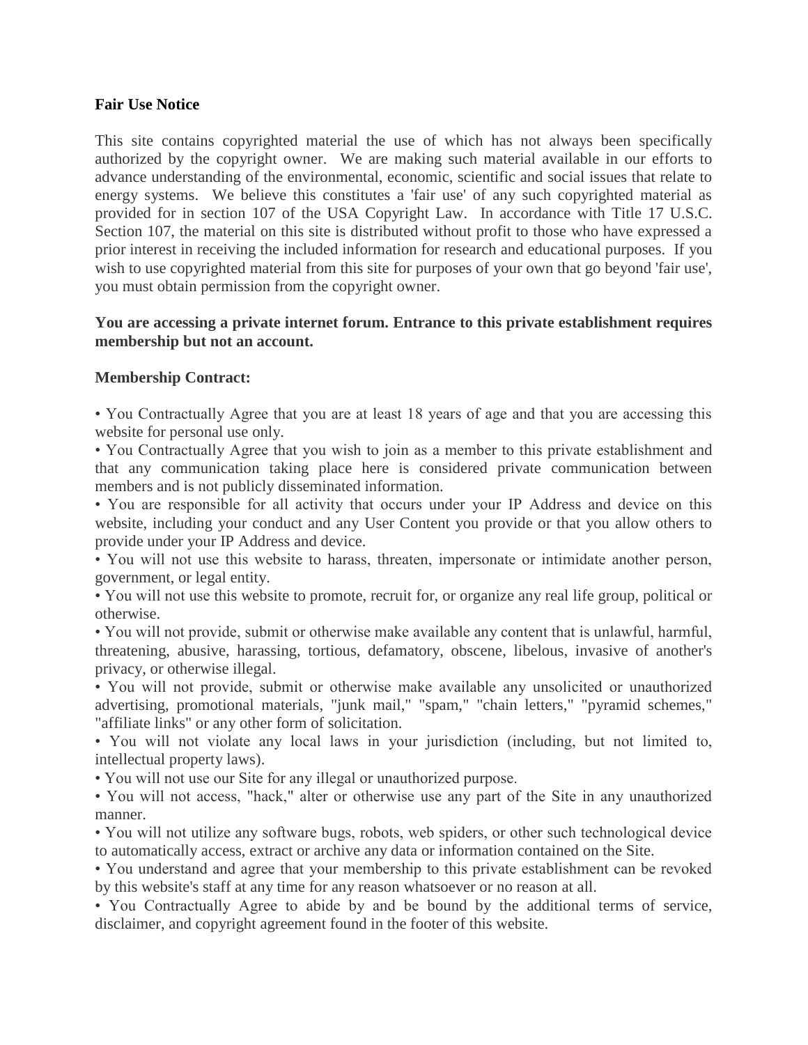**Fair Use Notice**

This site contains copyrighted material the use of which has not always been specifically authorized by the copyright owner. We are making such material available in our efforts to advance understanding of the environmental, economic, scientific and social issues that relate to energy systems. We believe this constitutes a 'fair use' of any such copyrighted material as provided for in section 107 of the USA Copyright Law. In accordance with Title 17 U.S.C. Section 107, the material on this site is distributed without profit to those who have expressed a prior interest in receiving the included information for research and educational purposes. If you wish to use copyrighted material from this site for purposes of your own that go beyond 'fair use', you must obtain permission from the copyright owner.

**You are accessing a private internet forum. Entrance to this private establishment requires membership but not an account.**

**Membership Contract:**

- You Contractually Agree that you are at least 18 years of age and that you are accessing this website for personal use only.
- You Contractually Agree that you wish to join as a member to this private establishment and that any communication taking place here is considered private communication between members and is not publicly disseminated information.
- You are responsible for all activity that occurs under your IP Address and device on this website, including your conduct and any User Content you provide or that you allow others to provide under your IP Address and device.
- You will not use this website to harass, threaten, impersonate or intimidate another person, government, or legal entity.
- You will not use this website to promote, recruit for, or organize any real life group, political or otherwise.
- You will not provide, submit or otherwise make available any content that is unlawful, harmful, threatening, abusive, harassing, tortious, defamatory, obscene, libelous, invasive of another's privacy, or otherwise illegal.
- You will not provide, submit or otherwise make available any unsolicited or unauthorized advertising, promotional materials, "junk mail," "spam," "chain letters," "pyramid schemes," "affiliate links" or any other form of solicitation.
- You will not violate any local laws in your jurisdiction (including, but not limited to, intellectual property laws).
- You will not use our Site for any illegal or unauthorized purpose.
- You will not access, "hack," alter or otherwise use any part of the Site in any unauthorized manner.
- You will not utilize any software bugs, robots, web spiders, or other such technological device to automatically access, extract or archive any data or information contained on the Site.
- You understand and agree that your membership to this private establishment can be revoked by this website's staff at any time for any reason whatsoever or no reason at all.
- You Contractually Agree to abide by and be bound by the additional terms of service, disclaimer, and copyright agreement found in the footer of this website.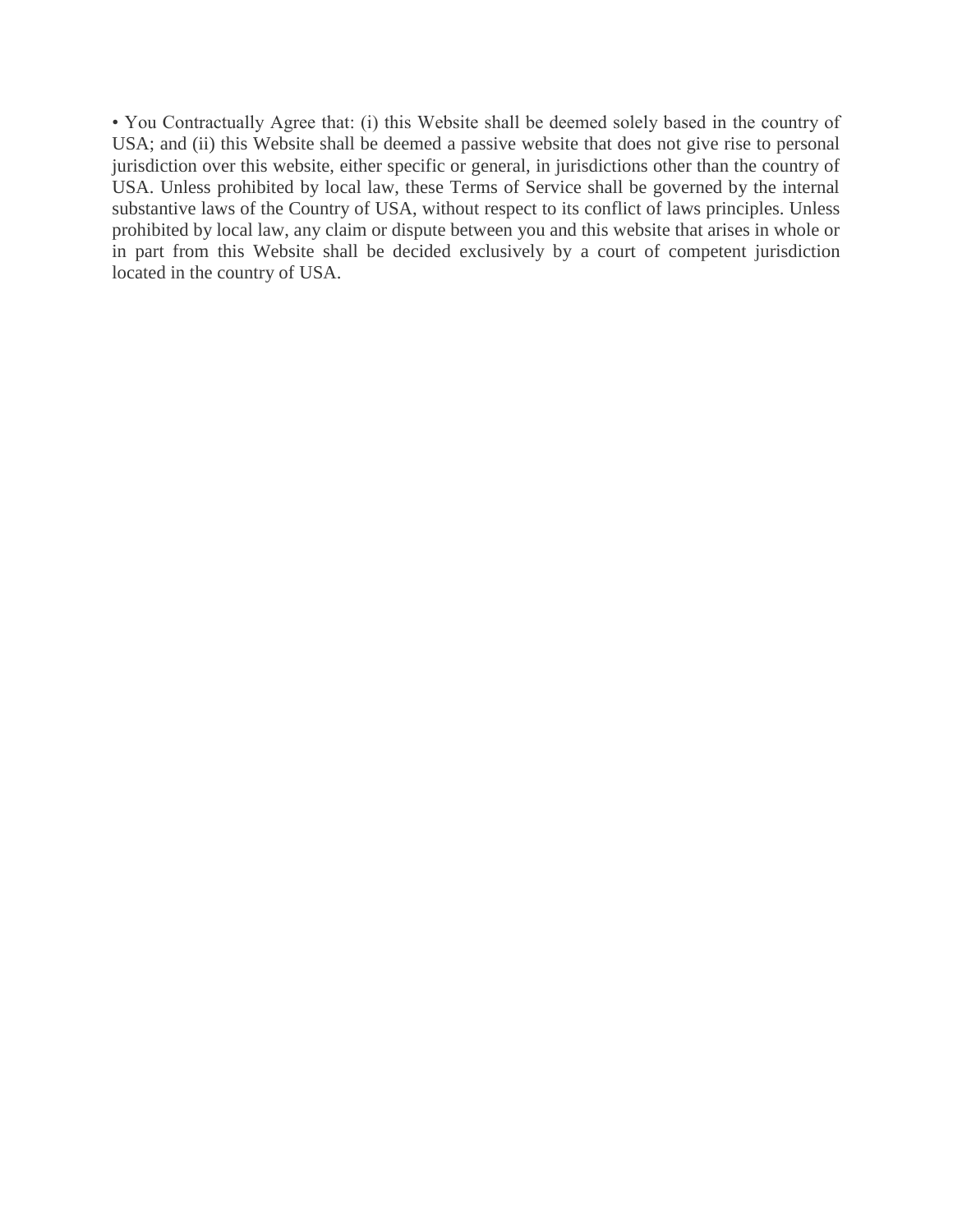- You Contractually Agree that: (i) this Website shall be deemed solely based in the country of USA; and (ii) this Website shall be deemed a passive website that does not give rise to personal jurisdiction over this website, either specific or general, in jurisdictions other than the country of USA. Unless prohibited by local law, these Terms of Service shall be governed by the internal substantive laws of the Country of USA, without respect to its conflict of laws principles. Unless prohibited by local law, any claim or dispute between you and this website that arises in whole or in part from this Website shall be decided exclusively by a court of competent jurisdiction located in the country of USA.